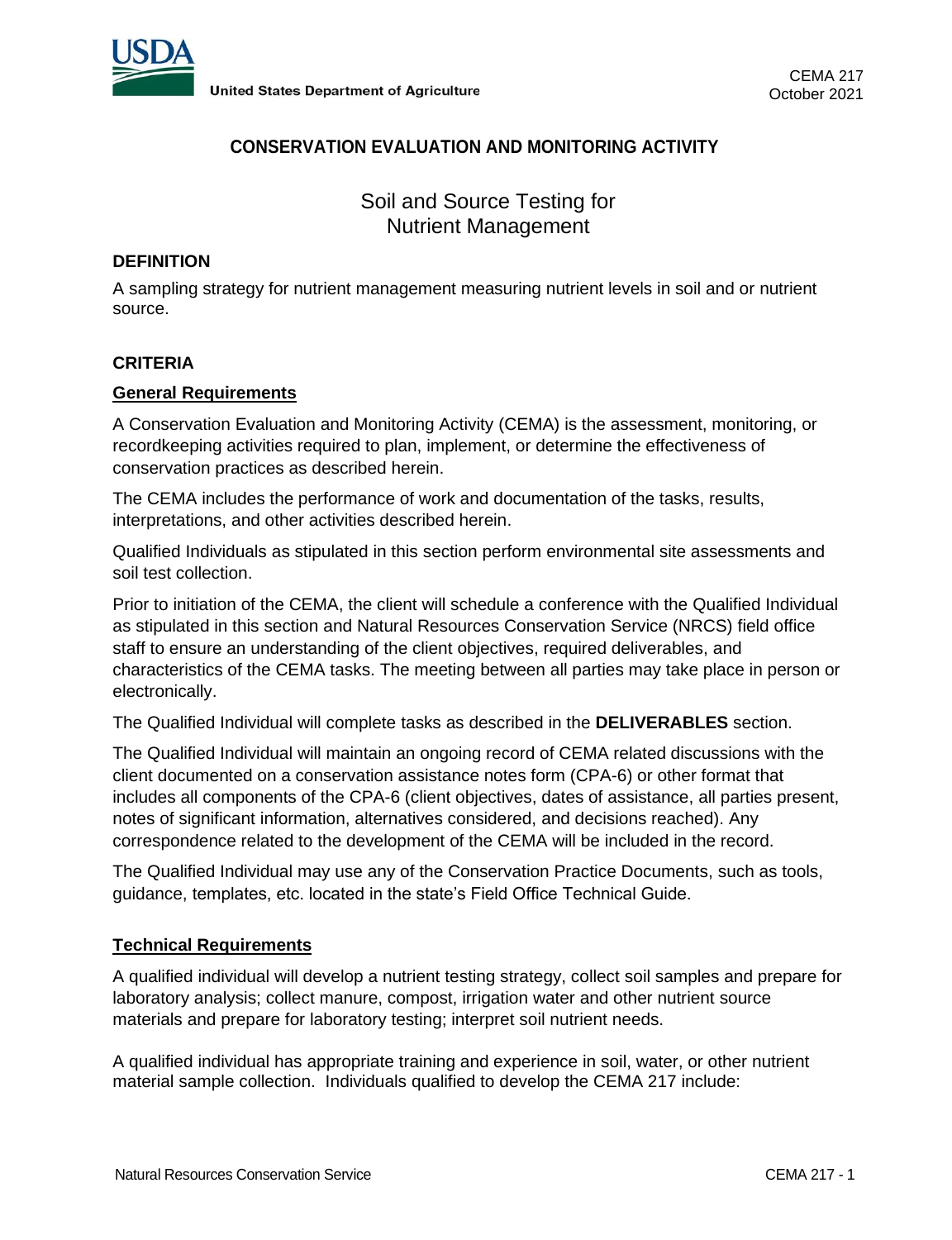CEMA 217
October 2021

**CONSERVATION EVALUATION AND MONITORING ACTIVITY**

# Soil and Source Testing for Nutrient Management

## DEFINITION

A sampling strategy for nutrient management measuring nutrient levels in soil and or nutrient source.

## CRITERIA

### General Requirements

A Conservation Evaluation and Monitoring Activity (CEMA) is the assessment, monitoring, or recordkeeping activities required to plan, implement, or determine the effectiveness of conservation practices as described herein.

The CEMA includes the performance of work and documentation of the tasks, results, interpretations, and other activities described herein.

Qualified Individuals as stipulated in this section perform environmental site assessments and soil test collection.

Prior to initiation of the CEMA, the client will schedule a conference with the Qualified Individual as stipulated in this section and Natural Resources Conservation Service (NRCS) field office staff to ensure an understanding of the client objectives, required deliverables, and characteristics of the CEMA tasks. The meeting between all parties may take place in person or electronically.

The Qualified Individual will complete tasks as described in the **DELIVERABLES** section.

The Qualified Individual will maintain an ongoing record of CEMA related discussions with the client documented on a conservation assistance notes form (CPA-6) or other format that includes all components of the CPA-6 (client objectives, dates of assistance, all parties present, notes of significant information, alternatives considered, and decisions reached). Any correspondence related to the development of the CEMA will be included in the record.

The Qualified Individual may use any of the Conservation Practice Documents, such as tools, guidance, templates, etc. located in the state's Field Office Technical Guide.

### Technical Requirements

A qualified individual will develop a nutrient testing strategy, collect soil samples and prepare for laboratory analysis; collect manure, compost, irrigation water and other nutrient source materials and prepare for laboratory testing; interpret soil nutrient needs.

A qualified individual has appropriate training and experience in soil, water, or other nutrient material sample collection. Individuals qualified to develop the CEMA 217 include: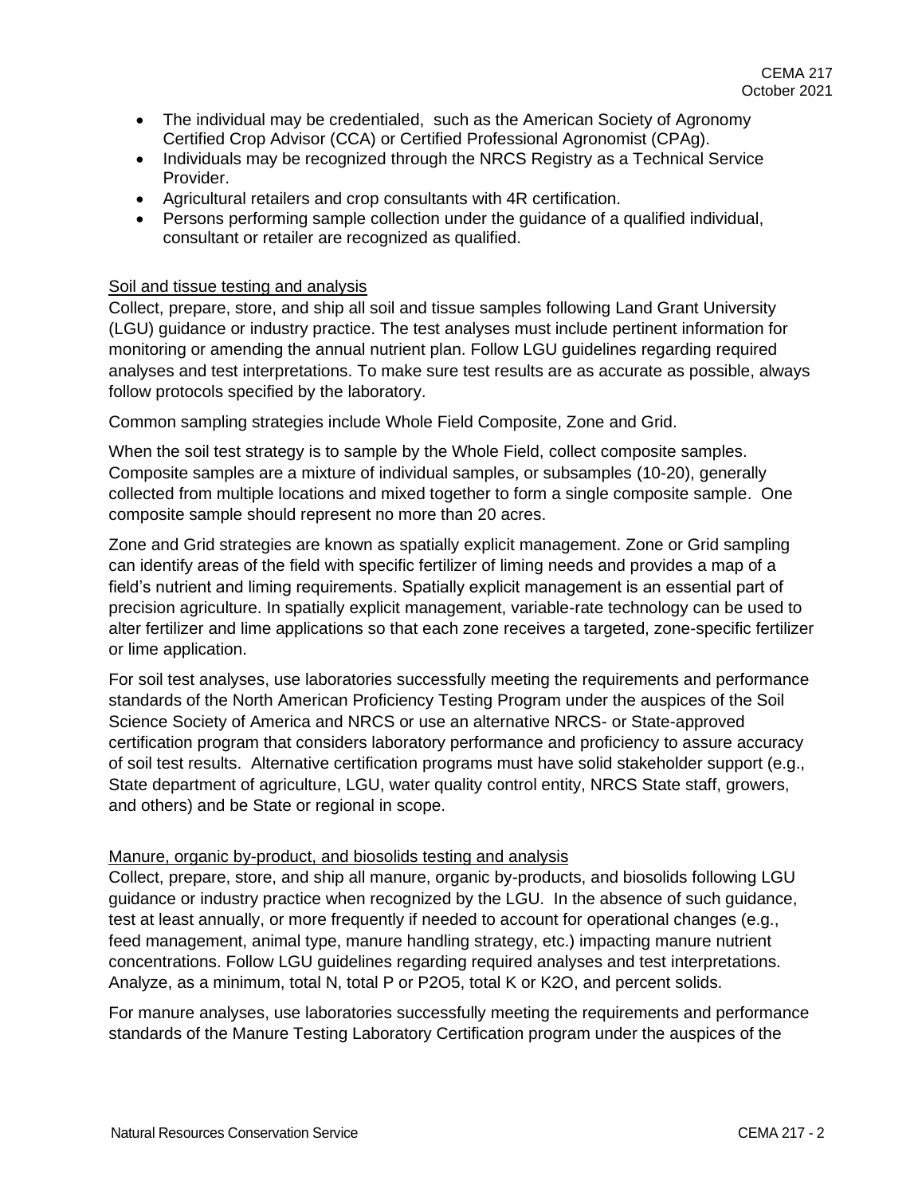- The individual may be credentialed, such as the American Society of Agronomy Certified Crop Advisor (CCA) or Certified Professional Agronomist (CPAg).
- Individuals may be recognized through the NRCS Registry as a Technical Service Provider.
- Agricultural retailers and crop consultants with 4R certification.
- Persons performing sample collection under the guidance of a qualified individual, consultant or retailer are recognized as qualified.

<u>Soil and tissue testing and analysis</u>

Collect, prepare, store, and ship all soil and tissue samples following Land Grant University (LGU) guidance or industry practice. The test analyses must include pertinent information for monitoring or amending the annual nutrient plan. Follow LGU guidelines regarding required analyses and test interpretations. To make sure test results are as accurate as possible, always follow protocols specified by the laboratory.

Common sampling strategies include Whole Field Composite, Zone and Grid.

When the soil test strategy is to sample by the Whole Field, collect composite samples. Composite samples are a mixture of individual samples, or subsamples (10-20), generally collected from multiple locations and mixed together to form a single composite sample. One composite sample should represent no more than 20 acres.

Zone and Grid strategies are known as spatially explicit management. Zone or Grid sampling can identify areas of the field with specific fertilizer of liming needs and provides a map of a field's nutrient and liming requirements. Spatially explicit management is an essential part of precision agriculture. In spatially explicit management, variable-rate technology can be used to alter fertilizer and lime applications so that each zone receives a targeted, zone-specific fertilizer or lime application.

For soil test analyses, use laboratories successfully meeting the requirements and performance standards of the North American Proficiency Testing Program under the auspices of the Soil Science Society of America and NRCS or use an alternative NRCS- or State-approved certification program that considers laboratory performance and proficiency to assure accuracy of soil test results. Alternative certification programs must have solid stakeholder support (e.g., State department of agriculture, LGU, water quality control entity, NRCS State staff, growers, and others) and be State or regional in scope.

<u>Manure, organic by-product, and biosolids testing and analysis</u>

Collect, prepare, store, and ship all manure, organic by-products, and biosolids following LGU guidance or industry practice when recognized by the LGU. In the absence of such guidance, test at least annually, or more frequently if needed to account for operational changes (e.g., feed management, animal type, manure handling strategy, etc.) impacting manure nutrient concentrations. Follow LGU guidelines regarding required analyses and test interpretations. Analyze, as a minimum, total N, total P or $P_2O_5$, total K or $K_2O$, and percent solids.

For manure analyses, use laboratories successfully meeting the requirements and performance standards of the Manure Testing Laboratory Certification program under the auspices of the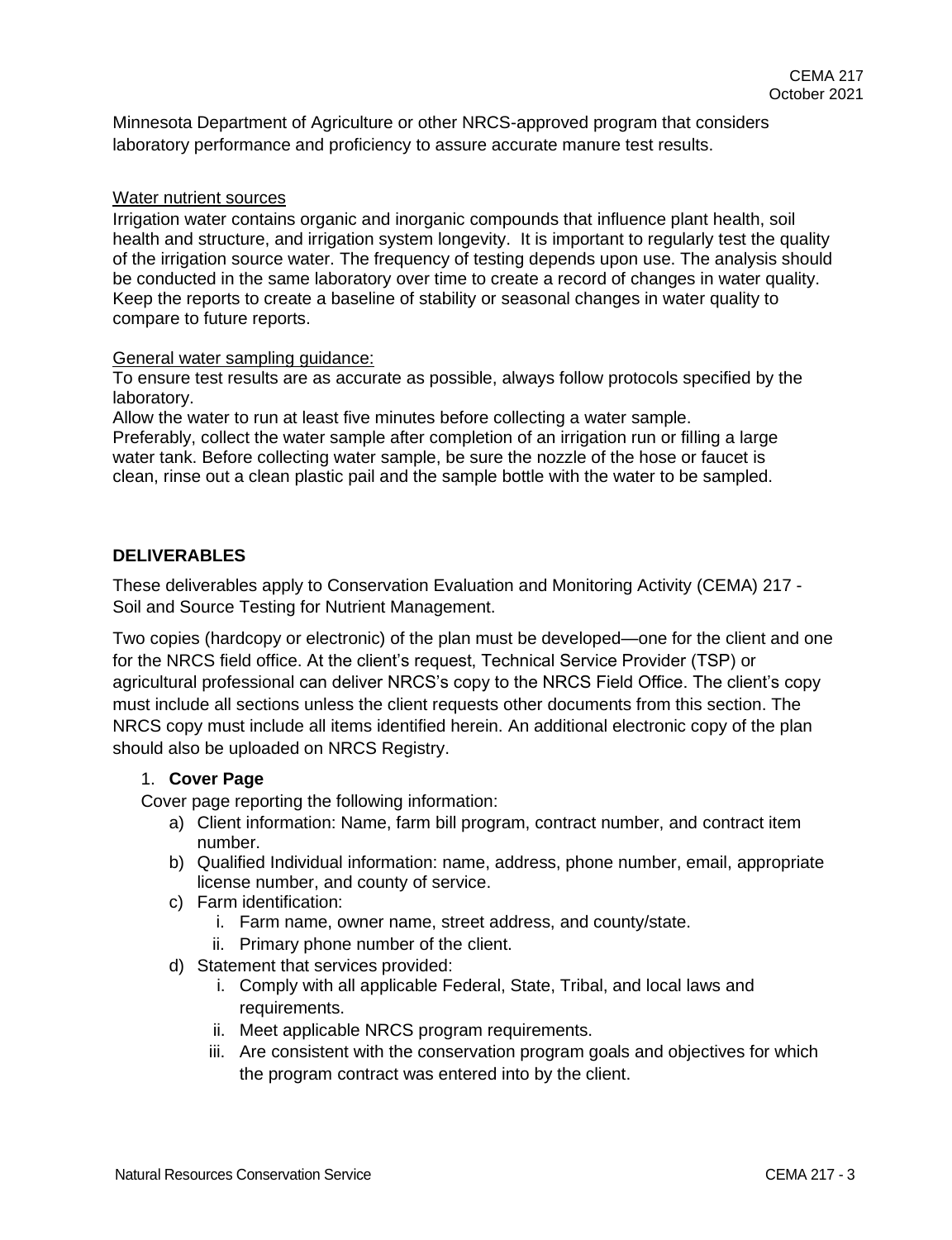Minnesota Department of Agriculture or other NRCS-approved program that considers laboratory performance and proficiency to assure accurate manure test results.

Water nutrient sources

Irrigation water contains organic and inorganic compounds that influence plant health, soil health and structure, and irrigation system longevity. It is important to regularly test the quality of the irrigation source water. The frequency of testing depends upon use. The analysis should be conducted in the same laboratory over time to create a record of changes in water quality. Keep the reports to create a baseline of stability or seasonal changes in water quality to compare to future reports.

General water sampling guidance:

To ensure test results are as accurate as possible, always follow protocols specified by the laboratory.
Allow the water to run at least five minutes before collecting a water sample.
Preferably, collect the water sample after completion of an irrigation run or filling a large water tank. Before collecting water sample, be sure the nozzle of the hose or faucet is clean, rinse out a clean plastic pail and the sample bottle with the water to be sampled.

## DELIVERABLES

These deliverables apply to Conservation Evaluation and Monitoring Activity (CEMA) 217 - Soil and Source Testing for Nutrient Management.

Two copies (hardcopy or electronic) of the plan must be developed—one for the client and one for the NRCS field office. At the client's request, Technical Service Provider (TSP) or agricultural professional can deliver NRCS's copy to the NRCS Field Office. The client's copy must include all sections unless the client requests other documents from this section. The NRCS copy must include all items identified herein. An additional electronic copy of the plan should also be uploaded on NRCS Registry.

1. **Cover Page**

   Cover page reporting the following information:

   a) Client information: Name, farm bill program, contract number, and contract item number.
   b) Qualified Individual information: name, address, phone number, email, appropriate license number, and county of service.
   c) Farm identification:
      i. Farm name, owner name, street address, and county/state.
      ii. Primary phone number of the client.
   d) Statement that services provided:
      i. Comply with all applicable Federal, State, Tribal, and local laws and requirements.
      ii. Meet applicable NRCS program requirements.
      iii. Are consistent with the conservation program goals and objectives for which the program contract was entered into by the client.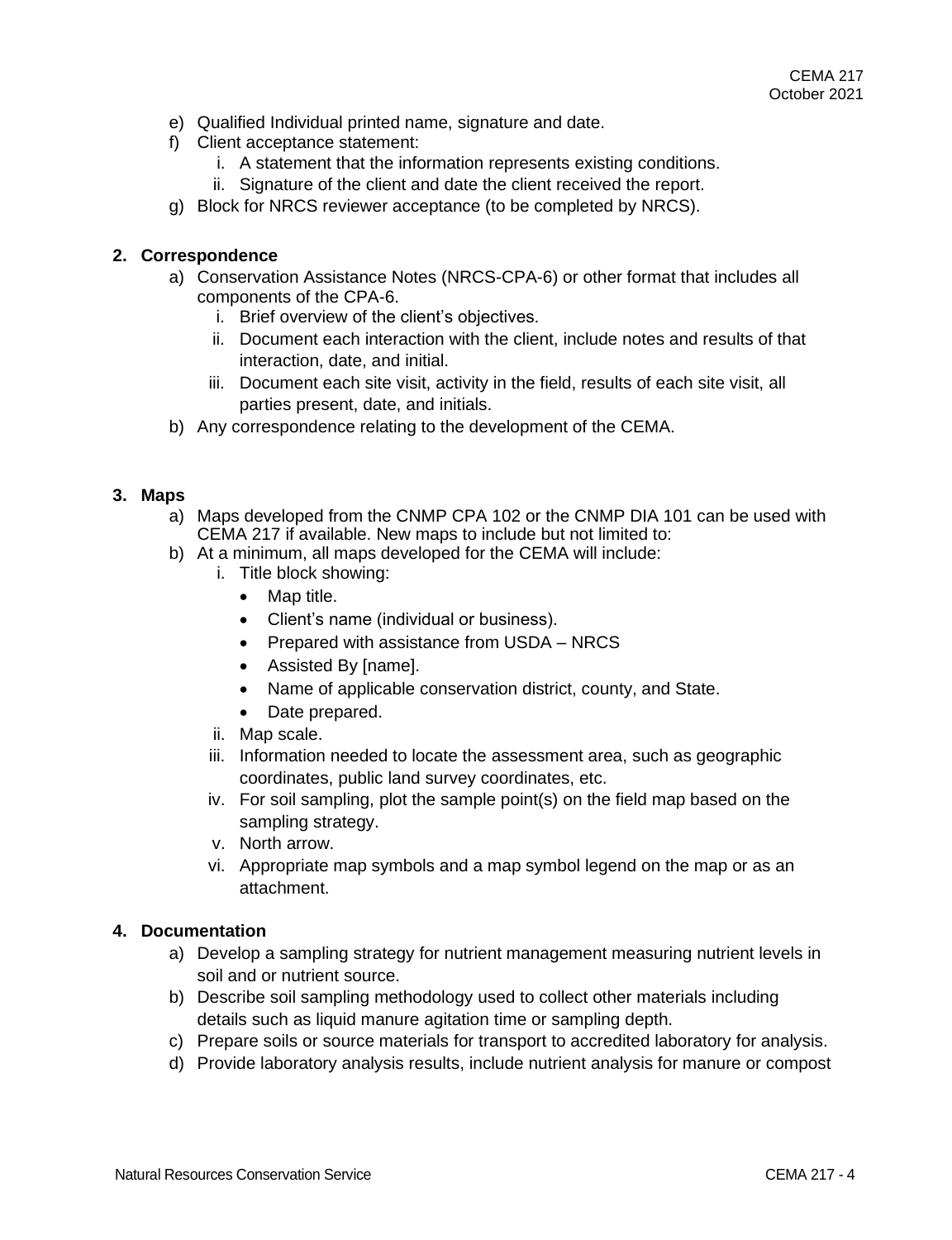e) Qualified Individual printed name, signature and date.
f) Client acceptance statement:
   i. A statement that the information represents existing conditions.
   ii. Signature of the client and date the client received the report.
g) Block for NRCS reviewer acceptance (to be completed by NRCS).

**2. Correspondence**

a) Conservation Assistance Notes (NRCS-CPA-6) or other format that includes all components of the CPA-6.
   i. Brief overview of the client's objectives.
   ii. Document each interaction with the client, include notes and results of that interaction, date, and initial.
   iii. Document each site visit, activity in the field, results of each site visit, all parties present, date, and initials.
b) Any correspondence relating to the development of the CEMA.

**3. Maps**

a) Maps developed from the CNMP CPA 102 or the CNMP DIA 101 can be used with CEMA 217 if available. New maps to include but not limited to:
b) At a minimum, all maps developed for the CEMA will include:
   i. Title block showing:
      - Map title.
      - Client's name (individual or business).
      - Prepared with assistance from USDA – NRCS
      - Assisted By [name].
      - Name of applicable conservation district, county, and State.
      - Date prepared.
   ii. Map scale.
   iii. Information needed to locate the assessment area, such as geographic coordinates, public land survey coordinates, etc.
   iv. For soil sampling, plot the sample point(s) on the field map based on the sampling strategy.
   v. North arrow.
   vi. Appropriate map symbols and a map symbol legend on the map or as an attachment.

**4. Documentation**

a) Develop a sampling strategy for nutrient management measuring nutrient levels in soil and or nutrient source.
b) Describe soil sampling methodology used to collect other materials including details such as liquid manure agitation time or sampling depth.
c) Prepare soils or source materials for transport to accredited laboratory for analysis.
d) Provide laboratory analysis results, include nutrient analysis for manure or compost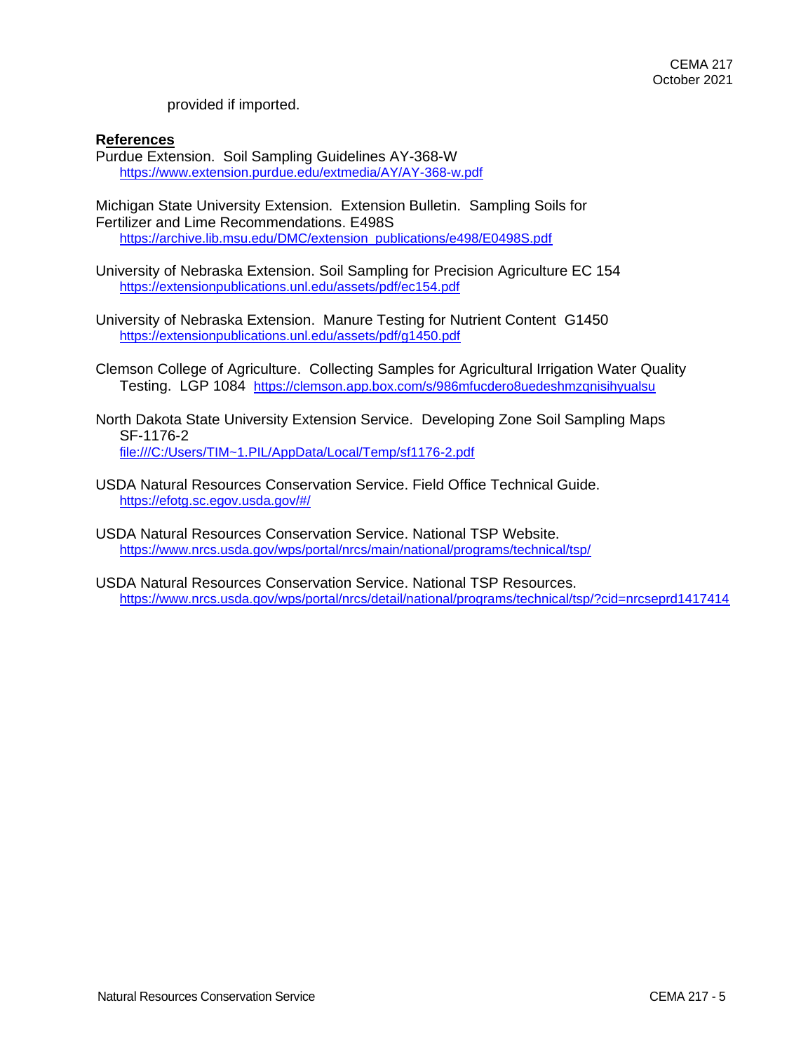provided if imported.

**References**

Purdue Extension. Soil Sampling Guidelines AY-368-W
https://www.extension.purdue.edu/extmedia/AY/AY-368-w.pdf

Michigan State University Extension. Extension Bulletin. Sampling Soils for Fertilizer and Lime Recommendations. E498S
https://archive.lib.msu.edu/DMC/extension_publications/e498/E0498S.pdf

University of Nebraska Extension. Soil Sampling for Precision Agriculture EC 154
https://extensionpublications.unl.edu/assets/pdf/ec154.pdf

University of Nebraska Extension. Manure Testing for Nutrient Content G1450
https://extensionpublications.unl.edu/assets/pdf/g1450.pdf

Clemson College of Agriculture. Collecting Samples for Agricultural Irrigation Water Quality Testing. LGP 1084 https://clemson.app.box.com/s/986mfucdero8uedeshmzqnisihyualsu

North Dakota State University Extension Service. Developing Zone Soil Sampling Maps SF-1176-2
file:///C:/Users/TIM~1.PIL/AppData/Local/Temp/sf1176-2.pdf

USDA Natural Resources Conservation Service. Field Office Technical Guide.
https://efotg.sc.egov.usda.gov/#/

USDA Natural Resources Conservation Service. National TSP Website.
https://www.nrcs.usda.gov/wps/portal/nrcs/main/national/programs/technical/tsp/

USDA Natural Resources Conservation Service. National TSP Resources.
https://www.nrcs.usda.gov/wps/portal/nrcs/detail/national/programs/technical/tsp/?cid=nrcseprd1417414